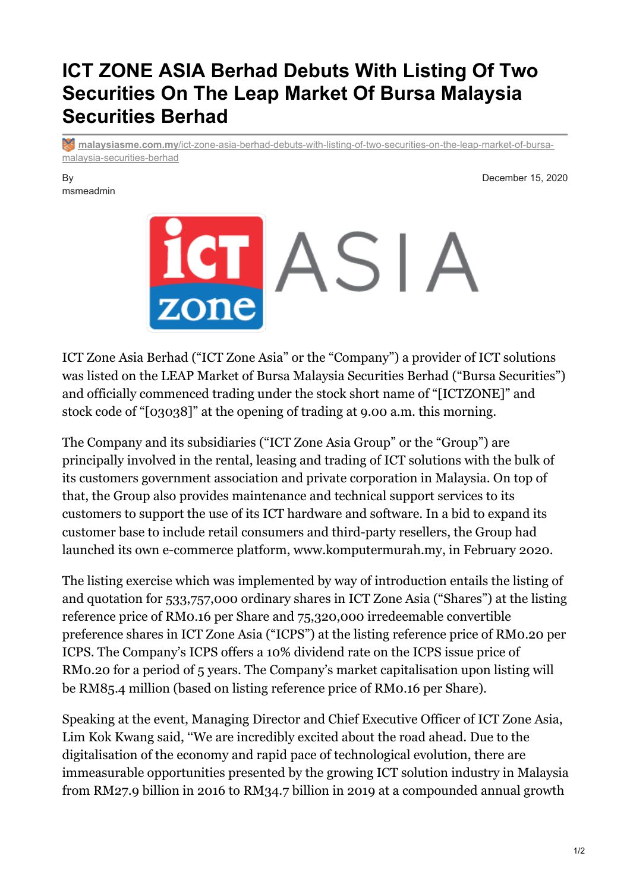# ICT ZONE ASIA Berhad Debuts With Listing Of Two Securities On The Leap Market Of Bursa Malaysia Securities Berhad

malaysiasme.com.my/ict-zone-asia-berhad-debuts-with-listing-of-two-securities-on-the-leap-market-of-bursa-malaysia-securities-berhad

By msmeadmin

December 15, 2020

ICT Zone Asia Berhad ("ICT Zone Asia" or the "Company") a provider of ICT solutions was listed on the LEAP Market of Bursa Malaysia Securities Berhad ("Bursa Securities") and officially commenced trading under the stock short name of "[ICTZONE]" and stock code of "[03038]" at the opening of trading at 9.00 a.m. this morning.

The Company and its subsidiaries ("ICT Zone Asia Group" or the "Group") are principally involved in the rental, leasing and trading of ICT solutions with the bulk of its customers government association and private corporation in Malaysia. On top of that, the Group also provides maintenance and technical support services to its customers to support the use of its ICT hardware and software. In a bid to expand its customer base to include retail consumers and third-party resellers, the Group had launched its own e-commerce platform, www.komputermurah.my, in February 2020.

The listing exercise which was implemented by way of introduction entails the listing of and quotation for 533,757,000 ordinary shares in ICT Zone Asia ("Shares") at the listing reference price of RM0.16 per Share and 75,320,000 irredeemable convertible preference shares in ICT Zone Asia ("ICPS") at the listing reference price of RM0.20 per ICPS. The Company's ICPS offers a 10% dividend rate on the ICPS issue price of RM0.20 for a period of 5 years. The Company's market capitalisation upon listing will be RM85.4 million (based on listing reference price of RM0.16 per Share).

Speaking at the event, Managing Director and Chief Executive Officer of ICT Zone Asia, Lim Kok Kwang said, "We are incredibly excited about the road ahead. Due to the digitalisation of the economy and rapid pace of technological evolution, there are immeasurable opportunities presented by the growing ICT solution industry in Malaysia from RM27.9 billion in 2016 to RM34.7 billion in 2019 at a compounded annual growth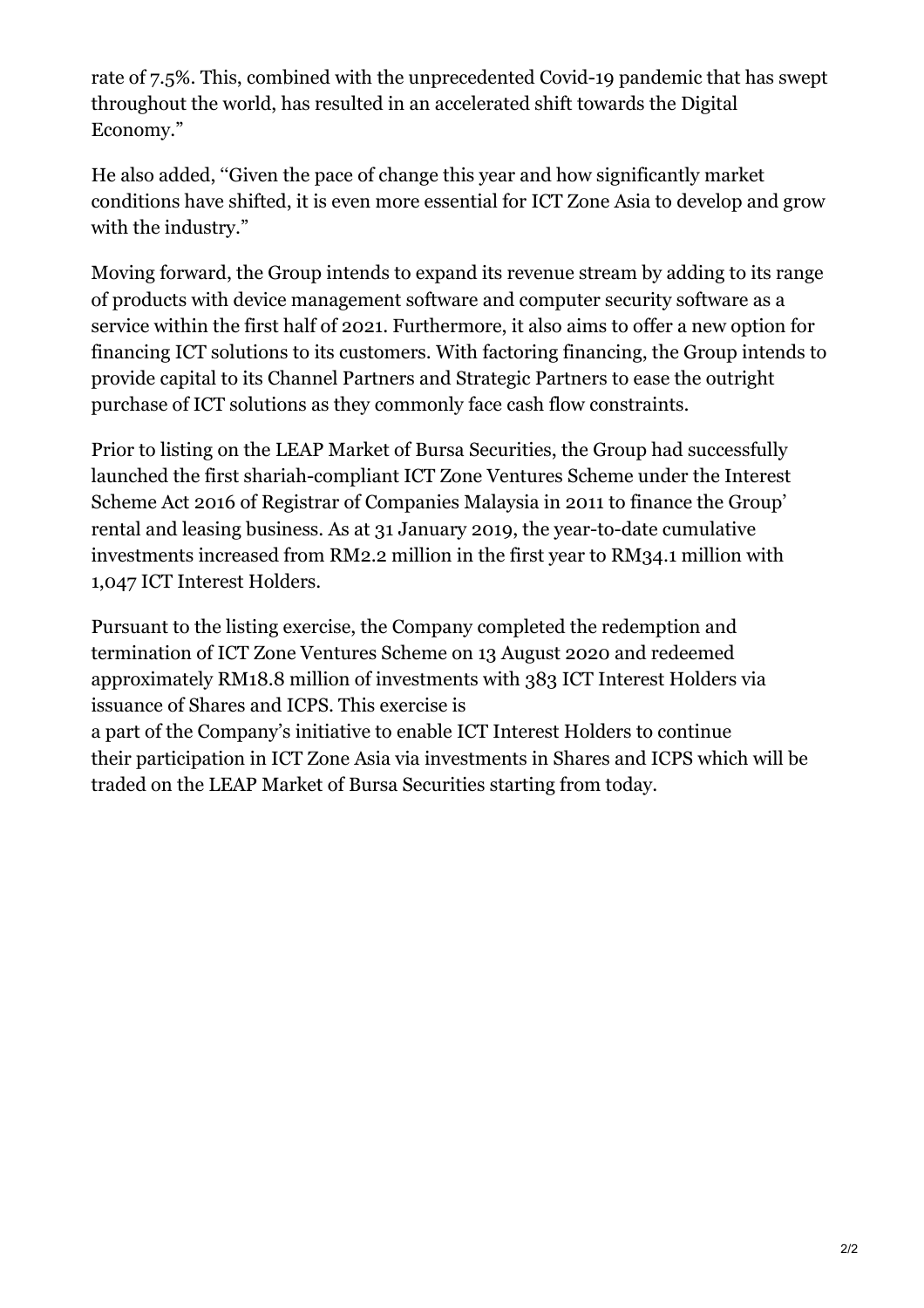rate of 7.5%. This, combined with the unprecedented Covid-19 pandemic that has swept throughout the world, has resulted in an accelerated shift towards the Digital Economy."

He also added, "Given the pace of change this year and how significantly market conditions have shifted, it is even more essential for ICT Zone Asia to develop and grow with the industry."

Moving forward, the Group intends to expand its revenue stream by adding to its range of products with device management software and computer security software as a service within the first half of 2021. Furthermore, it also aims to offer a new option for financing ICT solutions to its customers. With factoring financing, the Group intends to provide capital to its Channel Partners and Strategic Partners to ease the outright purchase of ICT solutions as they commonly face cash flow constraints.

Prior to listing on the LEAP Market of Bursa Securities, the Group had successfully launched the first shariah-compliant ICT Zone Ventures Scheme under the Interest Scheme Act 2016 of Registrar of Companies Malaysia in 2011 to finance the Group' rental and leasing business. As at 31 January 2019, the year-to-date cumulative investments increased from RM2.2 million in the first year to RM34.1 million with 1,047 ICT Interest Holders.

Pursuant to the listing exercise, the Company completed the redemption and termination of ICT Zone Ventures Scheme on 13 August 2020 and redeemed approximately RM18.8 million of investments with 383 ICT Interest Holders via issuance of Shares and ICPS. This exercise is a part of the Company's initiative to enable ICT Interest Holders to continue their participation in ICT Zone Asia via investments in Shares and ICPS which will be traded on the LEAP Market of Bursa Securities starting from today.